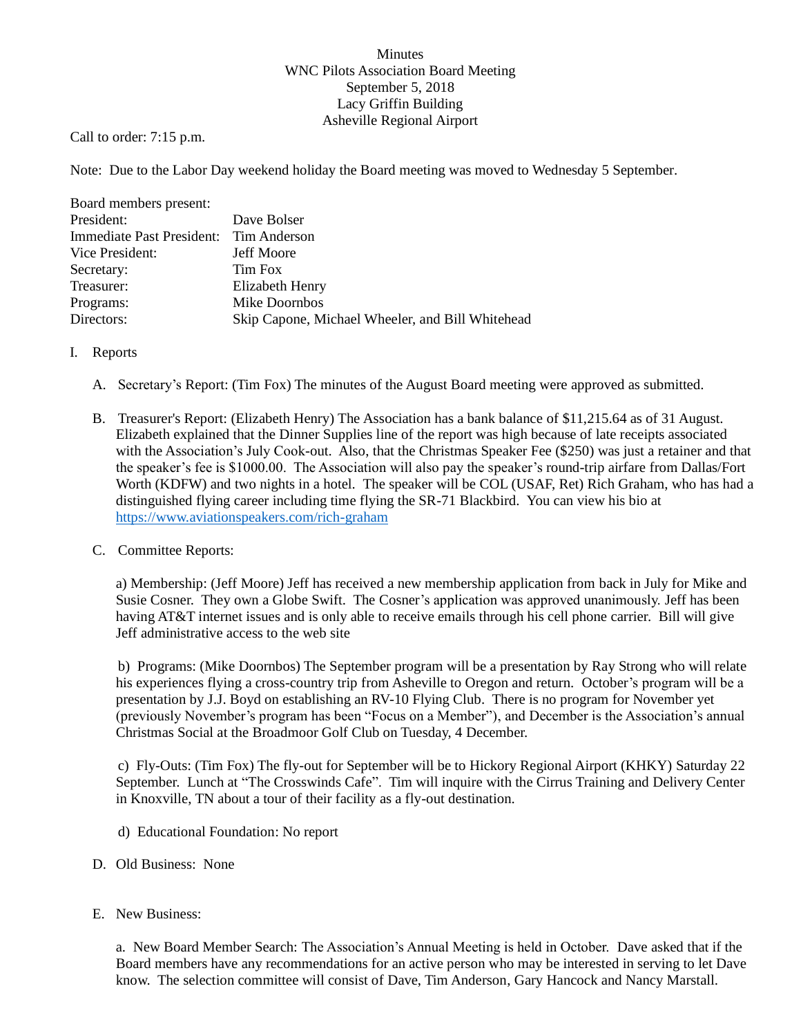Minutes
WNC Pilots Association Board Meeting
September 5, 2018
Lacy Griffin Building
Asheville Regional Airport

Call to order: 7:15 p.m.

Note: Due to the Labor Day weekend holiday the Board meeting was moved to Wednesday 5 September.

Board members present:

| | |
|---|---|
| President: | Dave Bolser |
| Immediate Past President: | Tim Anderson |
| Vice President: | Jeff Moore |
| Secretary: | Tim Fox |
| Treasurer: | Elizabeth Henry |
| Programs: | Mike Doornbos |
| Directors: | Skip Capone, Michael Wheeler, and Bill Whitehead |

I. Reports

A. Secretary's Report: (Tim Fox) The minutes of the August Board meeting were approved as submitted.

B. Treasurer's Report: (Elizabeth Henry) The Association has a bank balance of $11,215.64 as of 31 August. Elizabeth explained that the Dinner Supplies line of the report was high because of late receipts associated with the Association's July Cook-out. Also, that the Christmas Speaker Fee ($250) was just a retainer and that the speaker's fee is $1000.00. The Association will also pay the speaker's round-trip airfare from Dallas/Fort Worth (KDFW) and two nights in a hotel. The speaker will be COL (USAF, Ret) Rich Graham, who has had a distinguished flying career including time flying the SR-71 Blackbird. You can view his bio at https://www.aviationspeakers.com/rich-graham

C. Committee Reports:

a) Membership: (Jeff Moore) Jeff has received a new membership application from back in July for Mike and Susie Cosner. They own a Globe Swift. The Cosner's application was approved unanimously. Jeff has been having AT&T internet issues and is only able to receive emails through his cell phone carrier. Bill will give Jeff administrative access to the web site

b) Programs: (Mike Doornbos) The September program will be a presentation by Ray Strong who will relate his experiences flying a cross-country trip from Asheville to Oregon and return. October's program will be a presentation by J.J. Boyd on establishing an RV-10 Flying Club. There is no program for November yet (previously November's program has been "Focus on a Member"), and December is the Association's annual Christmas Social at the Broadmoor Golf Club on Tuesday, 4 December.

c) Fly-Outs: (Tim Fox) The fly-out for September will be to Hickory Regional Airport (KHKY) Saturday 22 September. Lunch at "The Crosswinds Cafe". Tim will inquire with the Cirrus Training and Delivery Center in Knoxville, TN about a tour of their facility as a fly-out destination.

d) Educational Foundation: No report

D. Old Business: None

E. New Business:

a. New Board Member Search: The Association's Annual Meeting is held in October. Dave asked that if the Board members have any recommendations for an active person who may be interested in serving to let Dave know. The selection committee will consist of Dave, Tim Anderson, Gary Hancock and Nancy Marstall.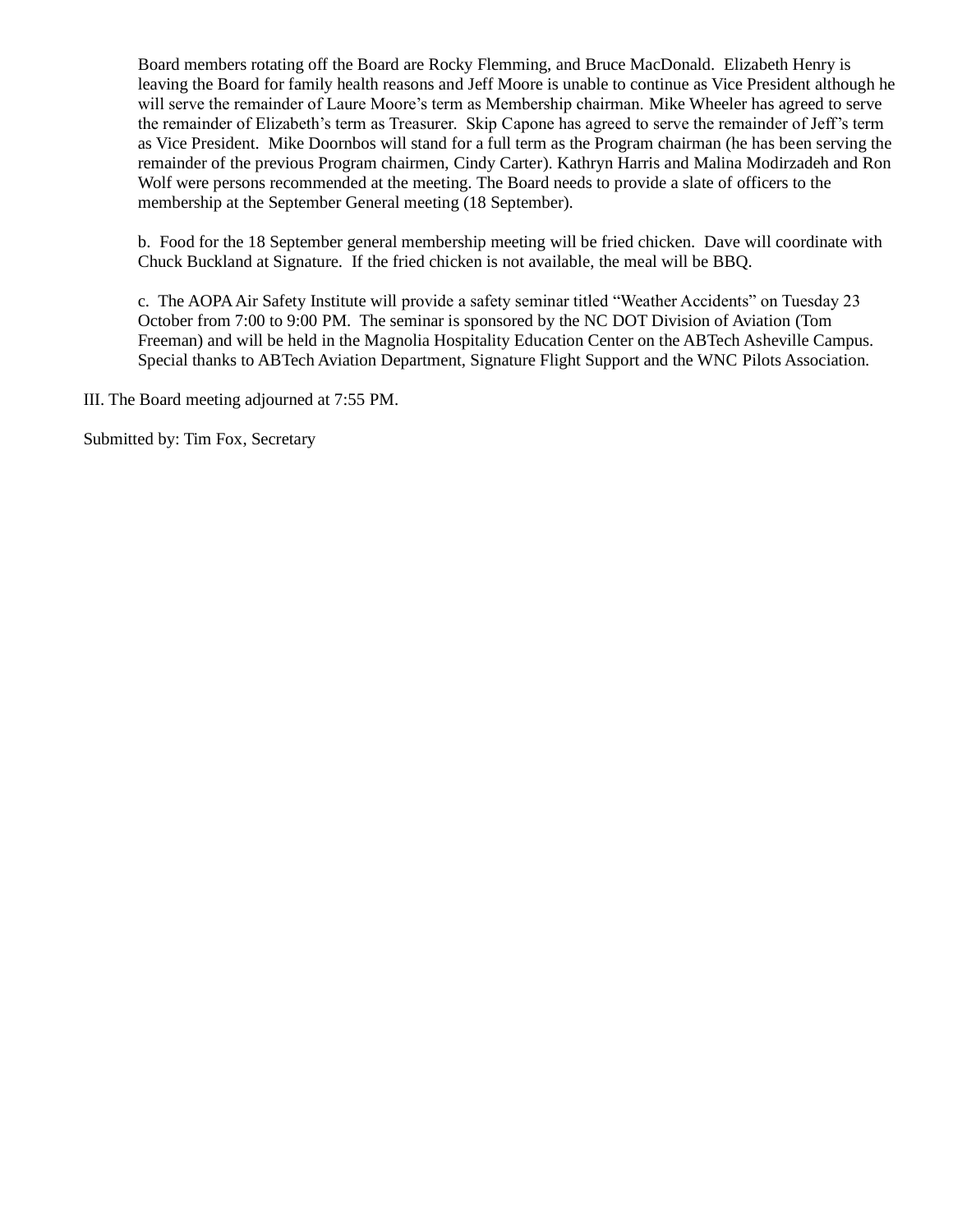Board members rotating off the Board are Rocky Flemming, and Bruce MacDonald. Elizabeth Henry is leaving the Board for family health reasons and Jeff Moore is unable to continue as Vice President although he will serve the remainder of Laure Moore's term as Membership chairman. Mike Wheeler has agreed to serve the remainder of Elizabeth's term as Treasurer. Skip Capone has agreed to serve the remainder of Jeff's term as Vice President. Mike Doornbos will stand for a full term as the Program chairman (he has been serving the remainder of the previous Program chairmen, Cindy Carter). Kathryn Harris and Malina Modirzadeh and Ron Wolf were persons recommended at the meeting. The Board needs to provide a slate of officers to the membership at the September General meeting (18 September).

b. Food for the 18 September general membership meeting will be fried chicken. Dave will coordinate with Chuck Buckland at Signature. If the fried chicken is not available, the meal will be BBQ.

c. The AOPA Air Safety Institute will provide a safety seminar titled "Weather Accidents" on Tuesday 23 October from 7:00 to 9:00 PM. The seminar is sponsored by the NC DOT Division of Aviation (Tom Freeman) and will be held in the Magnolia Hospitality Education Center on the ABTech Asheville Campus. Special thanks to ABTech Aviation Department, Signature Flight Support and the WNC Pilots Association.

III. The Board meeting adjourned at 7:55 PM.

Submitted by: Tim Fox, Secretary